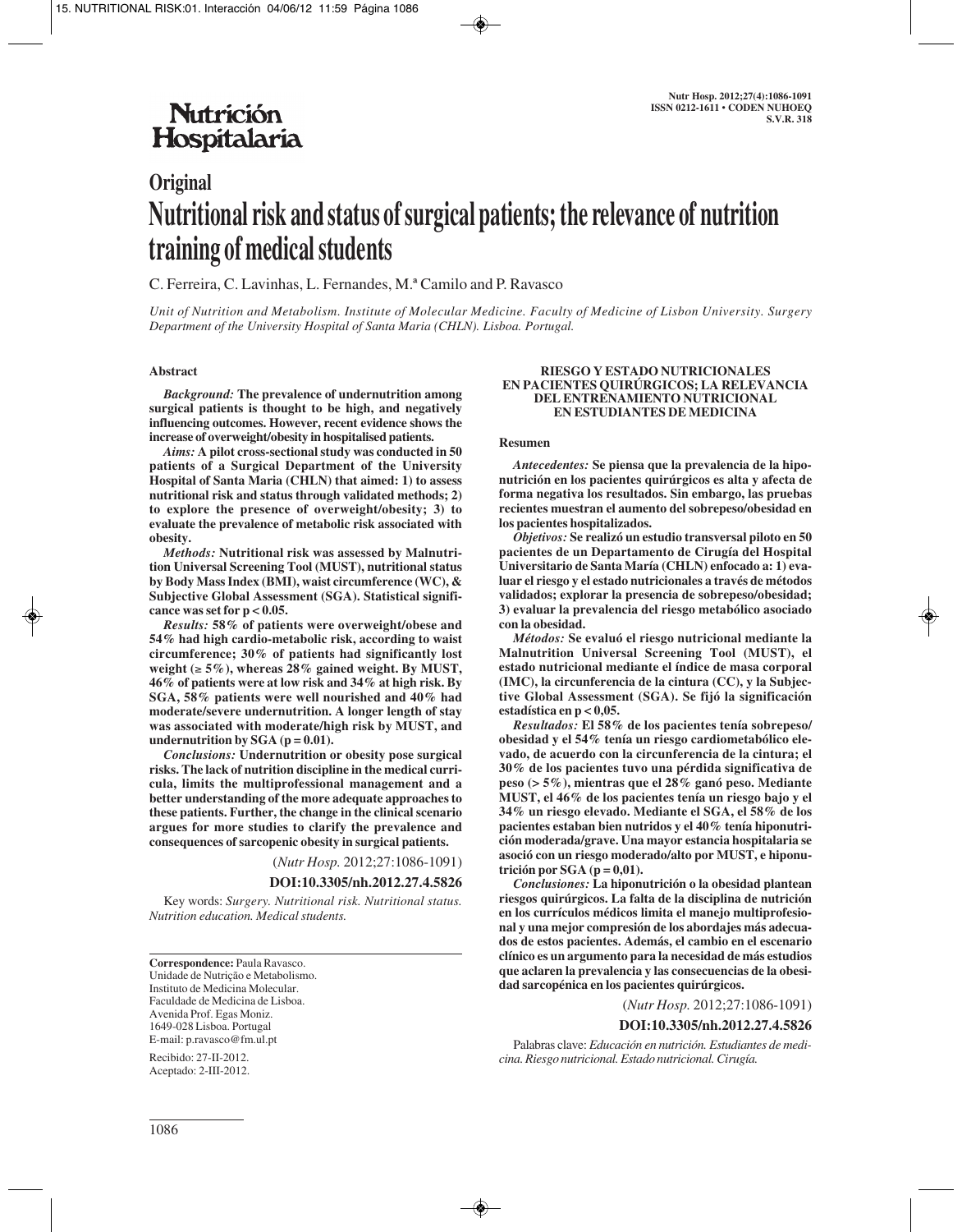# Original

# Nutritional risk and status of surgical patients; the relevance of nutrition training of medical students

C. Ferreira, C. Lavinhas, L. Fernandes, M.ª Camilo and P. Ravasco

*Unit of Nutrition and Metabolism. Institute of Molecular Medicine. Faculty of Medicine of Lisbon University. Surgery Department of the University Hospital of Santa Maria (CHLN). Lisboa. Portugal.*

## Abstract

***Background:*** **The prevalence of undernutrition among surgical patients is thought to be high, and negatively influencing outcomes. However, recent evidence shows the increase of overweight/obesity in hospitalised patients.**

***Aims:*** **A pilot cross-sectional study was conducted in 50 patients of a Surgical Department of the University Hospital of Santa Maria (CHLN) that aimed: 1) to assess nutritional risk and status through validated methods; 2) to explore the presence of overweight/obesity; 3) to evaluate the prevalence of metabolic risk associated with obesity.**

***Methods:*** **Nutritional risk was assessed by Malnutrition Universal Screening Tool (MUST), nutritional status by Body Mass Index (BMI), waist circumference (WC), & Subjective Global Assessment (SGA). Statistical significance was set for $p < 0.05$.**

***Results:*** **58% of patients were overweight/obese and 54% had high cardio-metabolic risk, according to waist circumference; 30% of patients had significantly lost weight (≥ 5%), whereas 28% gained weight. By MUST, 46% of patients were at low risk and 34% at high risk. By SGA, 58% patients were well nourished and 40% had moderate/severe undernutrition. A longer length of stay was associated with moderate/high risk by MUST, and undernutrition by SGA ($p = 0.01$).**

***Conclusions:*** **Undernutrition or obesity pose surgical risks. The lack of nutrition discipline in the medical curricula, limits the multiprofessional management and a better understanding of the more adequate approaches to these patients. Further, the change in the clinical scenario argues for more studies to clarify the prevalence and consequences of sarcopenic obesity in surgical patients.**

(*Nutr Hosp.* 2012;27:1086-1091)

**DOI:10.3305/nh.2012.27.4.5826**

Key words: *Surgery. Nutritional risk. Nutritional status. Nutrition education. Medical students.*

## RIESGO Y ESTADO NUTRICIONALES EN PACIENTES QUIRÚRGICOS; LA RELEVANCIA DEL ENTRENAMIENTO NUTRICIONAL EN ESTUDIANTES DE MEDICINA

### Resumen

***Antecedentes:*** **Se piensa que la prevalencia de la hiponutrición en los pacientes quirúrgicos es alta y afecta de forma negativa los resultados. Sin embargo, las pruebas recientes muestran el aumento del sobrepeso/obesidad en los pacientes hospitalizados.**

***Objetivos:*** **Se realizó un estudio transversal piloto en 50 pacientes de un Departamento de Cirugía del Hospital Universitario de Santa María (CHLN) enfocado a: 1) evaluar el riesgo y el estado nutricionales a través de métodos validados; explorar la presencia de sobrepeso/obesidad; 3) evaluar la prevalencia del riesgo metabólico asociado con la obesidad.**

***Métodos:*** **Se evaluó el riesgo nutricional mediante la Malnutrition Universal Screening Tool (MUST), el estado nutricional mediante el índice de masa corporal (IMC), la circunferencia de la cintura (CC), y la Subjective Global Assessment (SGA). Se fijó la significación estadística en $p < 0,05$.**

***Resultados:*** **El 58% de los pacientes tenía sobrepeso/obesidad y el 54% tenía un riesgo cardiometabólico elevado, de acuerdo con la circunferencia de la cintura; el 30% de los pacientes tuvo una pérdida significativa de peso (> 5%), mientras que el 28% ganó peso. Mediante MUST, el 46% de los pacientes tenía un riesgo bajo y el 34% un riesgo elevado. Mediante el SGA, el 58% de los pacientes estaban bien nutridos y el 40% tenía hiponutrición moderada/grave. Una mayor estancia hospitalaria se asoció con un riesgo moderado/alto por MUST, e hiponutrición por SGA ($p = 0,01$).**

***Conclusiones:*** **La hiponutrición o la obesidad plantean riesgos quirúrgicos. La falta de la disciplina de nutrición en los currículos médicos limita el manejo multiprofesional y una mayor compresión de los abordajes más adecuados de estos pacientes. Además, el cambio en el escenario clínico es un argumento para la necesidad de más estudios que aclaren la prevalencia y las consecuencias de la obesidad sarcopénica en los pacientes quirúrgicos.**

(*Nutr Hosp.* 2012;27:1086-1091)

**DOI:10.3305/nh.2012.27.4.5826**

Palabras clave: *Educación en nutrición. Estudiantes de medicina. Riesgo nutricional. Estado nutricional. Cirugía.*

---

**Correspondence:** Paula Ravasco.
Unidade de Nutrição e Metabolismo.
Instituto de Medicina Molecular.
Faculdade de Medicina de Lisboa.
Avenida Prof. Egas Moniz.
1649-028 Lisboa. Portugal
E-mail: p.ravasco@fm.ul.pt

Recibido: 27-II-2012.
Aceptado: 2-III-2012.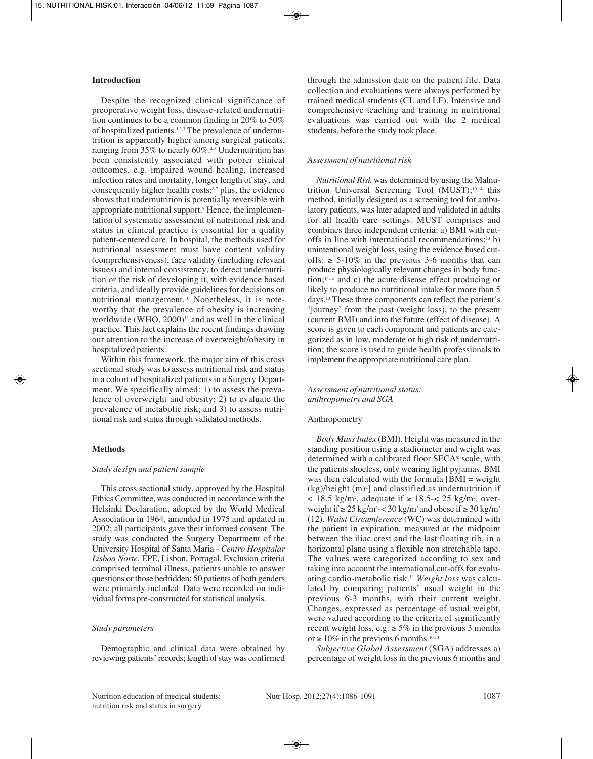## Introduction

Despite the recognized clinical significance of preoperative weight loss, disease-related undernutrition continues to be a common finding in 20% to 50% of hospitalized patients.[1,2,3] The prevalence of undernutrition is apparently higher among surgical patients, ranging from 35% to nearly 60%.[4-8] Undernutrition has been consistently associated with poorer clinical outcomes, e.g. impaired wound healing, increased infection rates and mortality, longer length of stay, and consequently higher health costs;[6,7] plus, the evidence shows that undernutrition is potentially reversible with appropriate nutritional support.[8] Hence, the implementation of systematic assessment of nutritional risk and status in clinical practice is essential for a quality patient-centered care. In hospital, the methods used for nutritional assessment must have content validity (comprehensiveness), face validity (including relevant issues) and internal consistency, to detect undernutrition or the risk of developing it, with evidence based criteria, and ideally provide guidelines for decisions on nutritional management.[10] Nonetheless, it is noteworthy that the prevalence of obesity is increasing worldwide (WHO, 2000)[11] and as well in the clinical practice. This fact explains the recent findings drawing our attention to the increase of overweight/obesity in hospitalized patients.

Within this framework, the major aim of this cross sectional study was to assess nutritional risk and status in a cohort of hospitalized patients in a Surgery Department. We specifically aimed: 1) to assess the prevalence of overweight and obesity; 2) to evaluate the prevalence of metabolic risk; and 3) to assess nutritional risk and status through validated methods.

## Methods

### *Study design and patient sample*

This cross sectional study, approved by the Hospital Ethics Committee, was conducted in accordance with the Helsinki Declaration, adopted by the World Medical Association in 1964, amended in 1975 and updated in 2002; all participants gave their informed consent. The study was conducted the Surgery Department of the University Hospital of Santa Maria - *Centro Hospitalar Lisboa Norte*, EPE, Lisbon, Portugal. Exclusion criteria comprised terminal illness, patients unable to answer questions or those bedridden; 50 patients of both genders were primarily included. Data were recorded on individual forms pre-constructed for statistical analysis.

### *Study parameters*

Demographic and clinical data were obtained by reviewing patients' records; length of stay was confirmed through the admission date on the patient file. Data collection and evaluations were always performed by trained medical students (CL and LF). Intensive and comprehensive teaching and training in nutritional evaluations was carried out with the 2 medical students, before the study took place.

### *Assessment of nutritional risk*

*Nutritional Risk* was determined by using the Malnutrition Universal Screening Tool (MUST);[10,14] this method, initially designed as a screening tool for ambulatory patients, was later adapted and validated in adults for all health care settings. MUST comprises and combines three independent criteria: a) BMI with cut-offs in line with international recommendations;[13] b) unintentional weight loss, using the evidence based cut-offs: ≥ 5-10% in the previous 3-6 months that can produce physiologically relevant changes in body function;[14,15] and c) the acute disease effect producing or likely to produce no nutritional intake for more than 5 days.[10] These three components can reflect the patient's 'journey' from the past (weight loss), to the present (current BMI) and into the future (effect of disease). A score is given to each component and patients are categorized as in low, moderate or high risk of undernutrition; the score is used to guide health professionals to implement the appropriate nutritional care plan.

### *Assessment of nutritional status: anthropometry and SGA*

#### Anthropometry

*Body Mass Index* (BMI). Height was measured in the standing position using a stadiometer and weight was determined with a calibrated floor SECA® scale, with the patients shoeless, only wearing light pyjamas. BMI was then calculated with the formula [BMI = weight (kg)/height $(m)^2$] and classified as undernutrition if $< 18.5$ kg/m$^2$, adequate if $\geq 18.5$-$< 25$ kg/m$^2$, overweight if $\geq 25$ kg/m$^2$-$< 30$ kg/m$^2$ and obese if $\geq 30$ kg/m$^2$ (12). *Waist Circumference* (WC) was determined with the patient in expiration, measured at the midpoint between the iliac crest and the last floating rib, in a horizontal plane using a flexible non stretchable tape. The values were categorized according to sex and taking into account the international cut-offs for evaluating cardio-metabolic risk.[11] *Weight loss* was calculated by comparing patients' usual weight in the previous 6-3 months, with their current weight. Changes, expressed as percentage of usual weight, were valued according to the criteria of significantly recent weight loss, e.g. ≥ 5% in the previous 3 months or ≥ 10% in the previous 6 months.[10,13]

*Subjective Global Assessment* (SGA) addresses a) percentage of weight loss in the previous 6 months and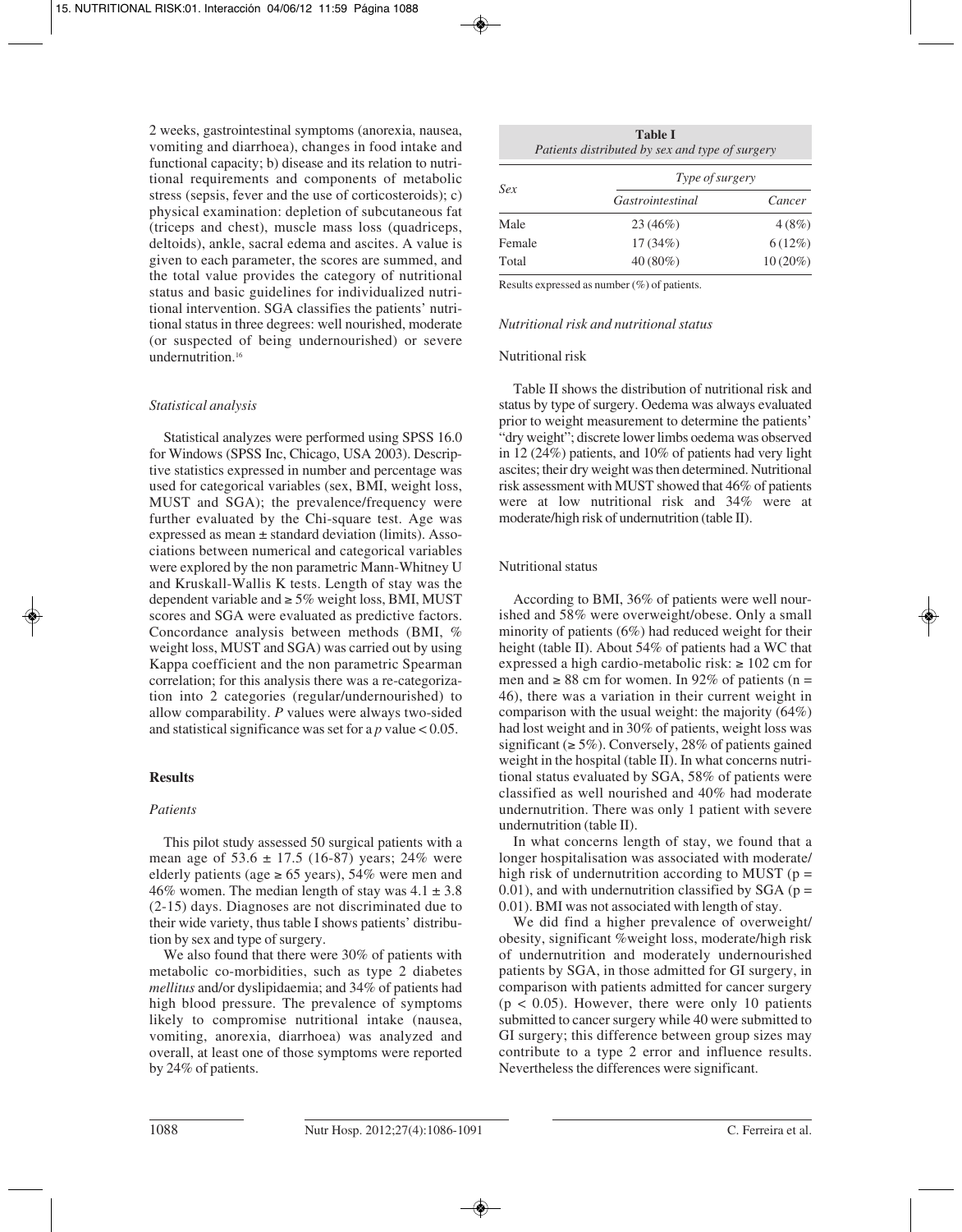2 weeks, gastrointestinal symptoms (anorexia, nausea, vomiting and diarrhoea), changes in food intake and functional capacity; b) disease and its relation to nutritional requirements and components of metabolic stress (sepsis, fever and the use of corticosteroids); c) physical examination: depletion of subcutaneous fat (triceps and chest), muscle mass loss (quadriceps, deltoids), ankle, sacral edema and ascites. A value is given to each parameter, the scores are summed, and the total value provides the category of nutritional status and basic guidelines for individualized nutritional intervention. SGA classifies the patients' nutritional status in three degrees: well nourished, moderate (or suspected of being undernourished) or severe undernutrition.[16]

### *Statistical analysis*

Statistical analyzes were performed using SPSS 16.0 for Windows (SPSS Inc, Chicago, USA 2003). Descriptive statistics expressed in number and percentage was used for categorical variables (sex, BMI, weight loss, MUST and SGA); the prevalence/frequency were further evaluated by the Chi-square test. Age was expressed as mean ± standard deviation (limits). Associations between numerical and categorical variables were explored by the non parametric Mann-Whitney U and Kruskall-Wallis K tests. Length of stay was the dependent variable and ≥ 5% weight loss, BMI, MUST scores and SGA were evaluated as predictive factors. Concordance analysis between methods (BMI, % weight loss, MUST and SGA) was carried out by using Kappa coefficient and the non parametric Spearman correlation; for this analysis there was a re-categorization into 2 categories (regular/undernourished) to allow comparability. *P* values were always two-sided and statistical significance was set for a *p* value < 0.05.

## Results

### *Patients*

This pilot study assessed 50 surgical patients with a mean age of 53.6 ± 17.5 (16-87) years; 24% were elderly patients (age ≥ 65 years), 54% were men and 46% women. The median length of stay was 4.1 ± 3.8 (2-15) days. Diagnoses are not discriminated due to their wide variety, thus table I shows patients' distribution by sex and type of surgery.

We also found that there were 30% of patients with metabolic co-morbidities, such as type 2 diabetes *mellitus* and/or dyslipidaemia; and 34% of patients had high blood pressure. The prevalence of symptoms likely to compromise nutritional intake (nausea, vomiting, anorexia, diarrhoea) was analyzed and overall, at least one of those symptoms were reported by 24% of patients.

**Table I**
*Patients distributed by sex and type of surgery*

| *Sex* | *Type of surgery* | |
|---|---|---|
| | *Gastrointestinal* | *Cancer* |
| Male | 23 (46%) | 4 (8%) |
| Female | 17 (34%) | 6 (12%) |
| Total | 40 (80%) | 10 (20%) |

Results expressed as number (%) of patients.

### *Nutritional risk and nutritional status*

#### Nutritional risk

Table II shows the distribution of nutritional risk and status by type of surgery. Oedema was always evaluated prior to weight measurement to determine the patients' "dry weight"; discrete lower limbs oedema was observed in 12 (24%) patients, and 10% of patients had very light ascites; their dry weight was then determined. Nutritional risk assessment with MUST showed that 46% of patients were at low nutritional risk and 34% were at moderate/high risk of undernutrition (table II).

#### Nutritional status

According to BMI, 36% of patients were well nourished and 58% were overweight/obese. Only a small minority of patients (6%) had reduced weight for their height (table II). About 54% of patients had a WC that expressed a high cardio-metabolic risk: ≥ 102 cm for men and ≥ 88 cm for women. In 92% of patients (n = 46), there was a variation in their current weight in comparison with the usual weight: the majority (64%) had lost weight and in 30% of patients, weight loss was significant (≥ 5%). Conversely, 28% of patients gained weight in the hospital (table II). In what concerns nutritional status evaluated by SGA, 58% of patients were classified as well nourished and 40% had moderate undernutrition. There was only 1 patient with severe undernutrition (table II).

In what concerns length of stay, we found that a longer hospitalisation was associated with moderate/high risk of undernutrition according to MUST ($p = 0.01$), and with undernutrition classified by SGA ($p = 0.01$). BMI was not associated with length of stay.

We did find a higher prevalence of overweight/obesity, significant %weight loss, moderate/high risk of undernutrition and moderately undernourished patients by SGA, in those admitted for GI surgery, in comparison with patients admitted for cancer surgery ($p < 0.05$). However, there were only 10 patients submitted to cancer surgery while 40 were submitted to GI surgery; this difference between group sizes may contribute to a type 2 error and influence results. Nevertheless the differences were significant.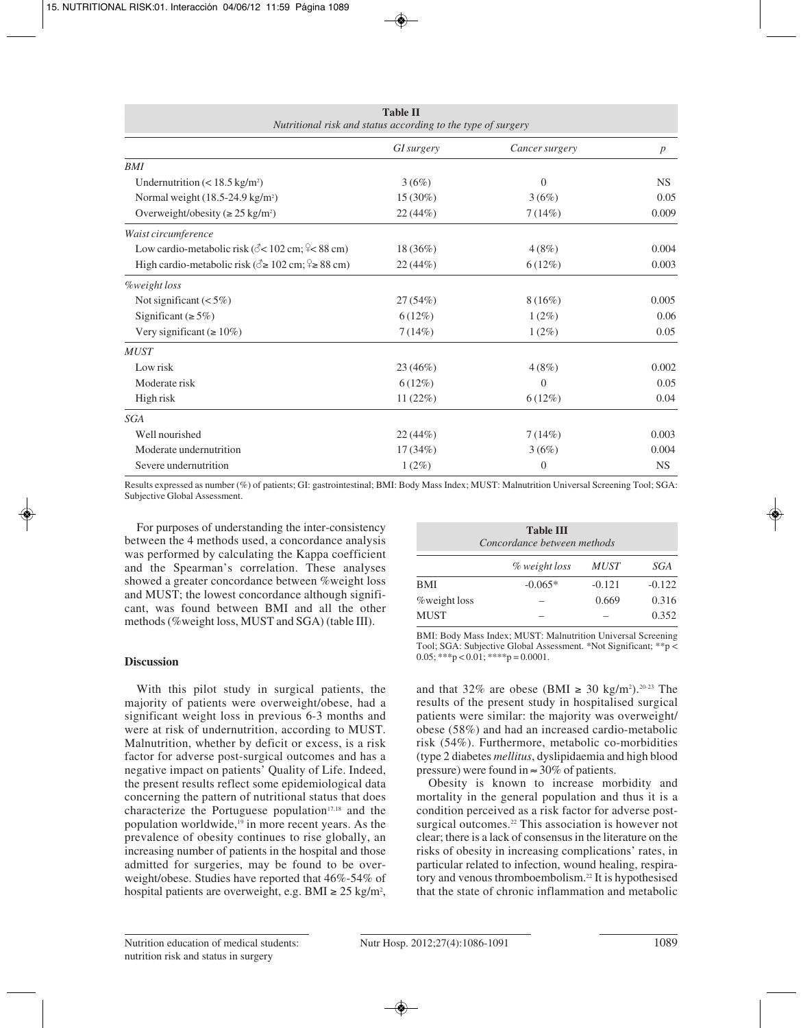**Table II**
*Nutritional risk and status according to the type of surgery*

| | *GI surgery* | *Cancer surgery* | *p* |
|---|---|---|---|
| *BMI* | | | |
| Undernutrition (< 18.5 kg/m²) | 3 (6%) | 0 | NS |
| Normal weight (18.5-24.9 kg/m²) | 15 (30%) | 3 (6%) | 0.05 |
| Overweight/obesity (≥ 25 kg/m²) | 22 (44%) | 7 (14%) | 0.009 |
| *Waist circumference* | | | |
| Low cardio-metabolic risk (♂< 102 cm; ♀< 88 cm) | 18 (36%) | 4 (8%) | 0.004 |
| High cardio-metabolic risk (♂≥ 102 cm; ♀≥ 88 cm) | 22 (44%) | 6 (12%) | 0.003 |
| *%weight loss* | | | |
| Not significant (< 5%) | 27 (54%) | 8 (16%) | 0.005 |
| Significant (≥ 5%) | 6 (12%) | 1 (2%) | 0.06 |
| Very significant (≥ 10%) | 7 (14%) | 1 (2%) | 0.05 |
| *MUST* | | | |
| Low risk | 23 (46%) | 4 (8%) | 0.002 |
| Moderate risk | 6 (12%) | 0 | 0.05 |
| High risk | 11 (22%) | 6 (12%) | 0.04 |
| *SGA* | | | |
| Well nourished | 22 (44%) | 7 (14%) | 0.003 |
| Moderate undernutrition | 17 (34%) | 3 (6%) | 0.004 |
| Severe undernutrition | 1 (2%) | 0 | NS |

Results expressed as number (%) of patients; GI: gastrointestinal; BMI: Body Mass Index; MUST: Malnutrition Universal Screening Tool; SGA: Subjective Global Assessment.

For purposes of understanding the inter-consistency between the 4 methods used, a concordance analysis was performed by calculating the Kappa coefficient and the Spearman's correlation. These analyses showed a greater concordance between %weight loss and MUST; the lowest concordance although significant, was found between BMI and all the other methods (%weight loss, MUST and SGA) (table III).

**Table III**
*Concordance between methods*

| | *% weight loss* | *MUST* | *SGA* |
|---|---|---|---|
| BMI | -0.065* | -0.121 | -0.122 |
| %weight loss | – | 0.669 | 0.316 |
| MUST | – | – | 0.352 |

BMI: Body Mass Index; MUST: Malnutrition Universal Screening Tool; SGA: Subjective Global Assessment. *Not Significant; **p < 0.05; ***p < 0.01; ****p = 0.0001.

## Discussion

With this pilot study in surgical patients, the majority of patients were overweight/obese, had a significant weight loss in previous 6-3 months and were at risk of undernutrition, according to MUST. Malnutrition, whether by deficit or excess, is a risk factor for adverse post-surgical outcomes and has a negative impact on patients' Quality of Life. Indeed, the present results reflect some epidemiological data concerning the pattern of nutritional status that does characterize the Portuguese population[17,18] and the population worldwide,[19] in more recent years. As the prevalence of obesity continues to rise globally, an increasing number of patients in the hospital and those admitted for surgeries, may be found to be overweight/obese. Studies have reported that 46%-54% of hospital patients are overweight, e.g. BMI ≥ 25 kg/m², and that 32% are obese (BMI ≥ 30 kg/m²).[20-23] The results of the present study in hospitalised surgical patients were similar: the majority was overweight/obese (58%) and had an increased cardio-metabolic risk (54%). Furthermore, metabolic co-morbidities (type 2 diabetes *mellitus*, dyslipidaemia and high blood pressure) were found in ≈ 30% of patients.

Obesity is known to increase morbidity and mortality in the general population and thus it is a condition perceived as a risk factor for adverse post-surgical outcomes.[22] This association is however not clear; there is a lack of consensus in the literature on the risks of obesity in increasing complications' rates, in particular related to infection, wound healing, respiratory and venous thromboembolism.[22] It is hypothesised that the state of chronic inflammation and metabolic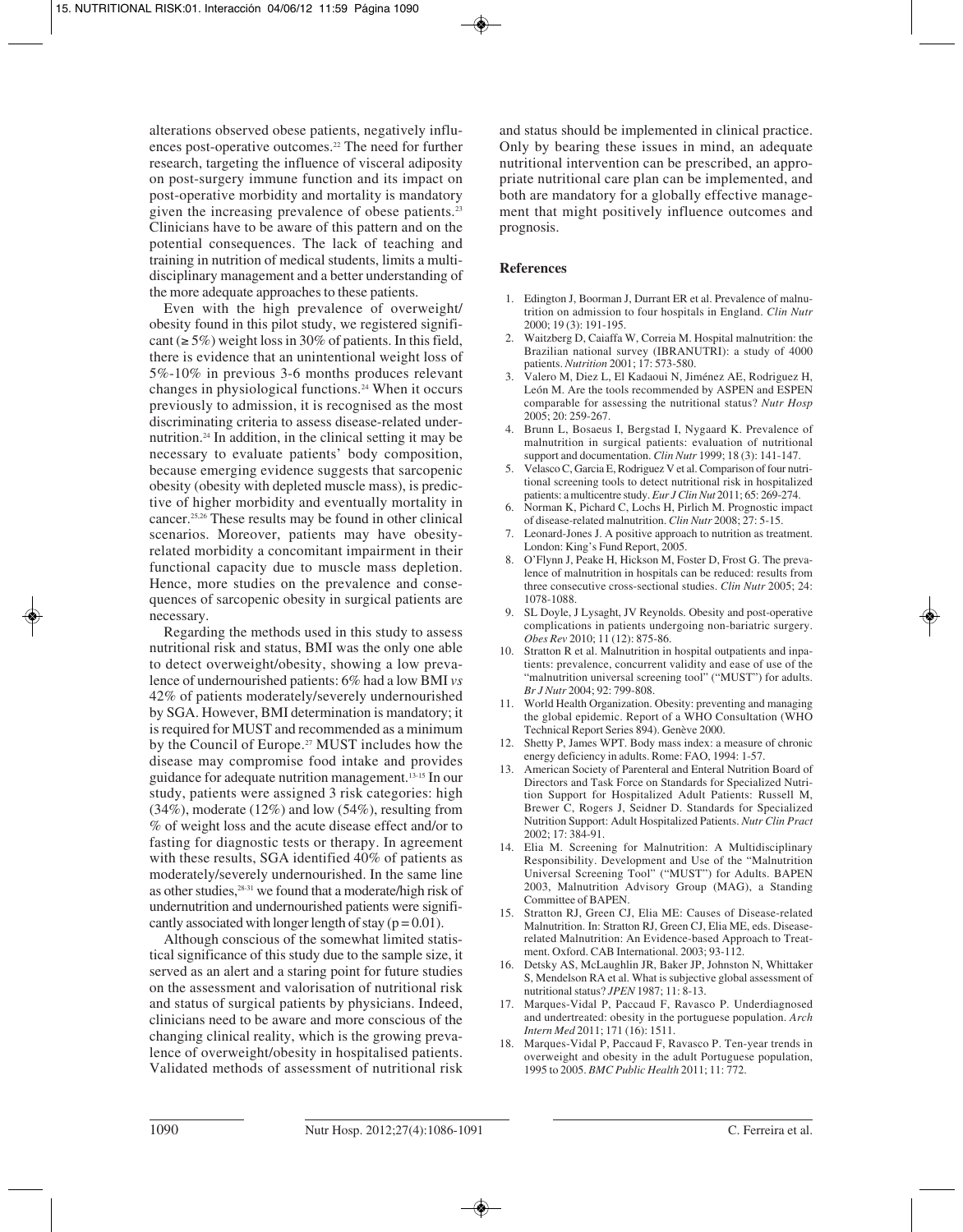alterations observed obese patients, negatively influences post-operative outcomes.[22] The need for further research, targeting the influence of visceral adiposity on post-surgery immune function and its impact on post-operative morbidity and mortality is mandatory given the increasing prevalence of obese patients.[23] Clinicians have to be aware of this pattern and on the potential consequences. The lack of teaching and training in nutrition of medical students, limits a multidisciplinary management and a better understanding of the more adequate approaches to these patients.

Even with the high prevalence of overweight/obesity found in this pilot study, we registered significant (≥ 5%) weight loss in 30% of patients. In this field, there is evidence that an unintentional weight loss of 5%-10% in previous 3-6 months produces relevant changes in physiological functions.[24] When it occurs previously to admission, it is recognised as the most discriminating criteria to assess disease-related undernutrition.[24] In addition, in the clinical setting it may be necessary to evaluate patients' body composition, because emerging evidence suggests that sarcopenic obesity (obesity with depleted muscle mass), is predictive of higher morbidity and eventually mortality in cancer.[25,26] These results may be found in other clinical scenarios. Moreover, patients may have obesity-related morbidity a concomitant impairment in their functional capacity due to muscle mass depletion. Hence, more studies on the prevalence and consequences of sarcopenic obesity in surgical patients are necessary.

Regarding the methods used in this study to assess nutritional risk and status, BMI was the only one able to detect overweight/obesity, showing a low prevalence of undernourished patients: 6% had a low BMI *vs* 42% of patients moderately/severely undernourished by SGA. However, BMI determination is mandatory; it is required for MUST and recommended as a minimum by the Council of Europe.[27] MUST includes how the disease may compromise food intake and provides guidance for adequate nutrition management.[13-15] In our study, patients were assigned 3 risk categories: high (34%), moderate (12%) and low (54%), resulting from % of weight loss and the acute disease effect and/or to fasting for diagnostic tests or therapy. In agreement with these results, SGA identified 40% of patients as moderately/severely undernourished. In the same line as other studies,[28-31] we found that a moderate/high risk of undernutrition and undernourished patients were significantly associated with longer length of stay (p = 0.01).

Although conscious of the somewhat limited statistical significance of this study due to the sample size, it served as an alert and a staring point for future studies on the assessment and valorisation of nutritional risk and status of surgical patients by physicians. Indeed, clinicians need to be aware and more conscious of the changing clinical reality, which is the growing prevalence of overweight/obesity in hospitalised patients. Validated methods of assessment of nutritional risk and status should be implemented in clinical practice. Only by bearing these issues in mind, an adequate nutritional intervention can be prescribed, an appropriate nutritional care plan can be implemented, and both are mandatory for a globally effective management that might positively influence outcomes and prognosis.

## References

1. Edington J, Boorman J, Durrant ER et al. Prevalence of malnutrition on admission to four hospitals in England. *Clin Nutr* 2000; 19 (3): 191-195.
2. Waitzberg D, Caiaffa W, Correia M. Hospital malnutrition: the Brazilian national survey (IBRANUTRI): a study of 4000 patients. *Nutrition* 2001; 17: 573-580.
3. Valero M, Diez L, El Kadaoui N, Jiménez AE, Rodriguez H, León M. Are the tools recommended by ASPEN and ESPEN comparable for assessing the nutritional status? *Nutr Hosp* 2005; 20: 259-267.
4. Brunn L, Bosaeus I, Bergstad I, Nygaard K. Prevalence of malnutrition in surgical patients: evaluation of nutritional support and documentation. *Clin Nutr* 1999; 18 (3): 141-147.
5. Velasco C, Garcia E, Rodriguez V et al. Comparison of four nutritional screening tools to detect nutritional risk in hospitalized patients: a multicentre study. *Eur J Clin Nut* 2011; 65: 269-274.
6. Norman K, Pichard C, Lochs H, Pirlich M. Prognostic impact of disease-related malnutrition. *Clin Nutr* 2008; 27: 5-15.
7. Leonard-Jones J. A positive approach to nutrition as treatment. London: King's Fund Report, 2005.
8. O'Flynn J, Peake H, Hickson M, Foster D, Frost G. The prevalence of malnutrition in hospitals can be reduced: results from three consecutive cross-sectional studies. *Clin Nutr* 2005; 24: 1078-1088.
9. SL Doyle, J Lysaght, JV Reynolds. Obesity and post-operative complications in patients undergoing non-bariatric surgery. *Obes Rev* 2010; 11 (12): 875-86.
10. Stratton R et al. Malnutrition in hospital outpatients and inpatients: prevalence, concurrent validity and ease of use of the "malnutrition universal screening tool" ("MUST") for adults. *Br J Nutr* 2004; 92: 799-808.
11. World Health Organization. Obesity: preventing and managing the global epidemic. Report of a WHO Consultation (WHO Technical Report Series 894). Genève 2000.
12. Shetty P, James WPT. Body mass index: a measure of chronic energy deficiency in adults. Rome: FAO, 1994: 1-57.
13. American Society of Parenteral and Enteral Nutrition Board of Directors and Task Force on Standards for Specialized Nutrition Support for Hospitalized Adult Patients: Russell M, Brewer C, Rogers J, Seidner D. Standards for Specialized Nutrition Support: Adult Hospitalized Patients. *Nutr Clin Pract* 2002; 17: 384-91.
14. Elia M. Screening for Malnutrition: A Multidisciplinary Responsibility. Development and Use of the "Malnutrition Universal Screening Tool" ("MUST") for Adults. BAPEN 2003, Malnutrition Advisory Group (MAG), a Standing Committee of BAPEN.
15. Stratton RJ, Green CJ, Elia ME: Causes of Disease-related Malnutrition. In: Stratton RJ, Green CJ, Elia ME, eds. Disease-related Malnutrition: An Evidence-based Approach to Treatment. Oxford. CAB International. 2003; 93-112.
16. Detsky AS, McLaughlin JR, Baker JP, Johnston N, Whittaker S, Mendelson RA et al. What is subjective global assessment of nutritional status? *JPEN* 1987; 11: 8-13.
17. Marques-Vidal P, Paccaud F, Ravasco P. Underdiagnosed and undertreated: obesity in the portuguese population. *Arch Intern Med* 2011; 171 (16): 1511.
18. Marques-Vidal P, Paccaud F, Ravasco P. Ten-year trends in overweight and obesity in the adult Portuguese population, 1995 to 2005. *BMC Public Health* 2011; 11: 772.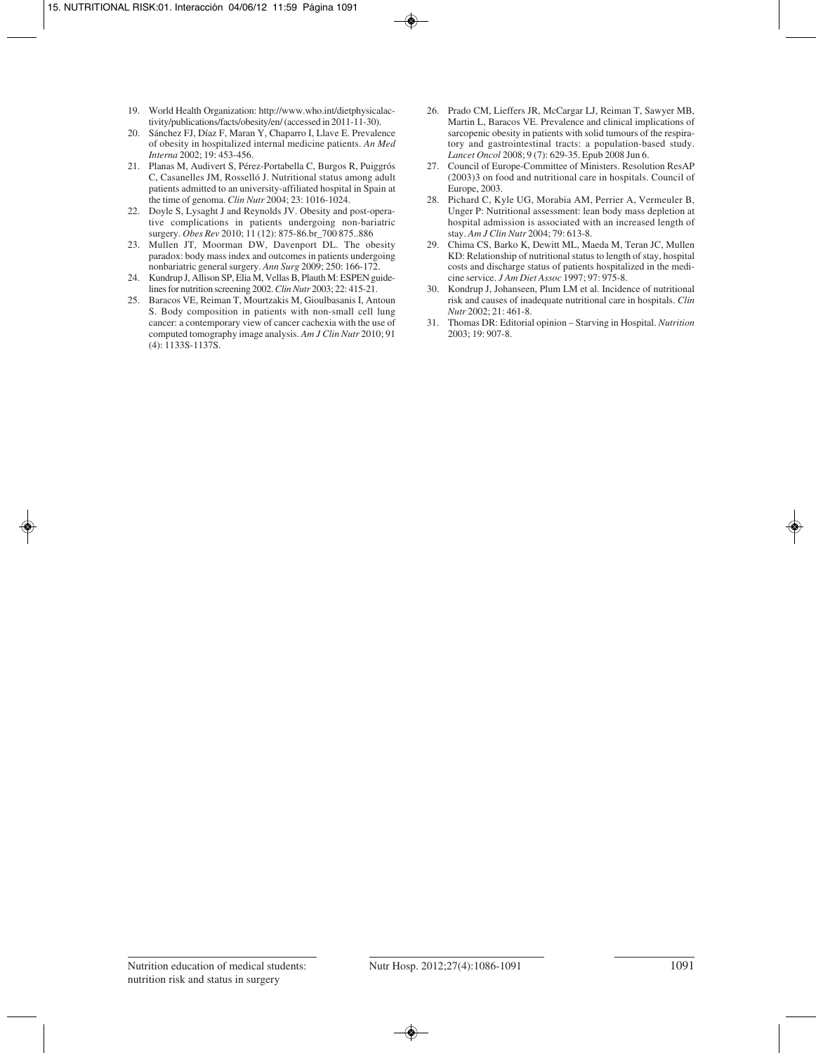19. World Health Organization: http://www.who.int/dietphysicalactivity/publications/facts/obesity/en/ (accessed in 2011-11-30).
20. Sánchez FJ, Díaz F, Maran Y, Chaparro I, Llave E. Prevalence of obesity in hospitalized internal medicine patients. *An Med Interna* 2002; 19: 453-456.
21. Planas M, Audivert S, Pérez-Portabella C, Burgos R, Puiggrós C, Casanelles JM, Rosselló J. Nutritional status among adult patients admitted to an university-affiliated hospital in Spain at the time of genoma. *Clin Nutr* 2004; 23: 1016-1024.
22. Doyle S, Lysaght J and Reynolds JV. Obesity and post-operative complications in patients undergoing non-bariatric surgery. *Obes Rev* 2010; 11 (12): 875-86.br_700 875..886
23. Mullen JT, Moorman DW, Davenport DL. The obesity paradox: body mass index and outcomes in patients undergoing nonbariatric general surgery. *Ann Surg* 2009; 250: 166-172.
24. Kundrup J, Allison SP, Elia M, Vellas B, Plauth M: ESPEN guidelines for nutrition screening 2002. *Clin Nutr* 2003; 22: 415-21.
25. Baracos VE, Reiman T, Mourtzakis M, Gioulbasanis I, Antoun S. Body composition in patients with non-small cell lung cancer: a contemporary view of cancer cachexia with the use of computed tomography image analysis. *Am J Clin Nutr* 2010; 91 (4): 1133S-1137S.
26. Prado CM, Lieffers JR, McCargar LJ, Reiman T, Sawyer MB, Martin L, Baracos VE. Prevalence and clinical implications of sarcopenic obesity in patients with solid tumours of the respiratory and gastrointestinal tracts: a population-based study. *Lancet Oncol* 2008; 9 (7): 629-35. Epub 2008 Jun 6.
27. Council of Europe-Committee of Ministers. Resolution ResAP (2003)3 on food and nutritional care in hospitals. Council of Europe, 2003.
28. Pichard C, Kyle UG, Morabia AM, Perrier A, Vermeuler B, Unger P: Nutritional assessment: lean body mass depletion at hospital admission is associated with an increased length of stay. *Am J Clin Nutr* 2004; 79: 613-8.
29. Chima CS, Barko K, Dewitt ML, Maeda M, Teran JC, Mullen KD: Relationship of nutritional status to length of stay, hospital costs and discharge status of patients hospitalized in the medicine service. *J Am Diet Assoc* 1997; 97: 975-8.
30. Kondrup J, Johanseen, Plum LM et al. Incidence of nutritional risk and causes of inadequate nutritional care in hospitals. *Clin Nutr* 2002; 21: 461-8.
31. Thomas DR: Editorial opinion – Starving in Hospital. *Nutrition* 2003; 19: 907-8.